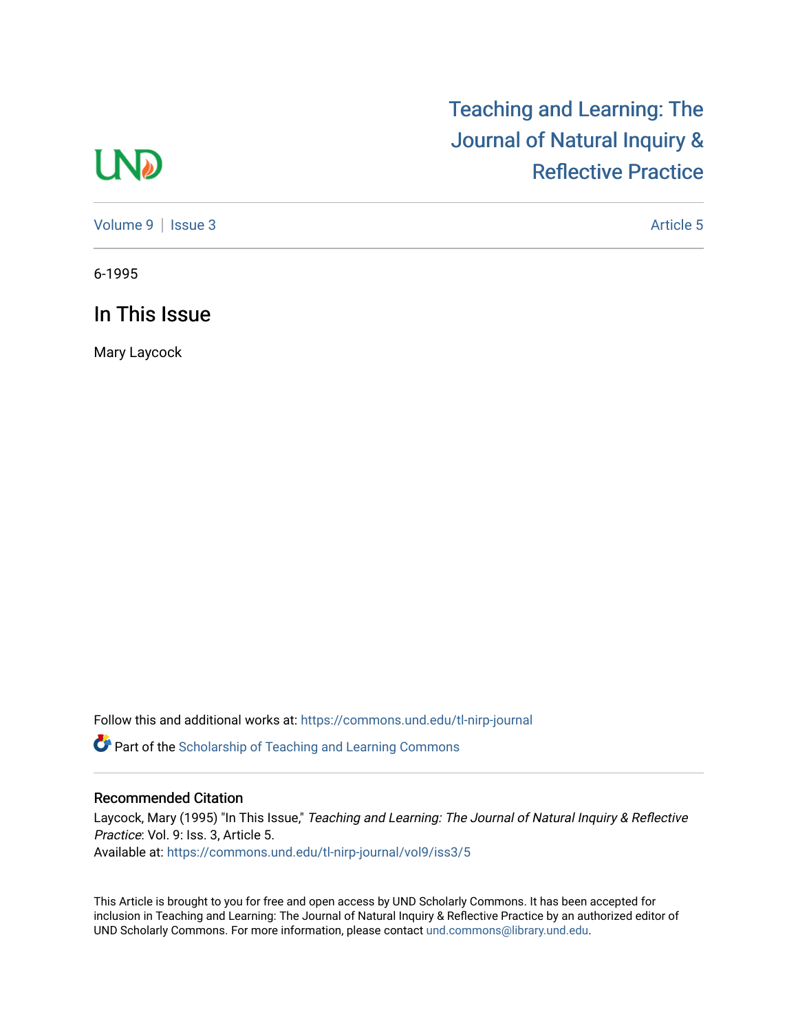Teaching and Learning: The Journal of Natural Inquiry & Reflective Practice

Volume 9 | Issue 3 | Article 5

6-1995

# In This Issue

Mary Laycock

Follow this and additional works at: https://commons.und.edu/tl-nirp-journal

Part of the Scholarship of Teaching and Learning Commons

## Recommended Citation

Laycock, Mary (1995) "In This Issue," *Teaching and Learning: The Journal of Natural Inquiry & Reflective Practice*: Vol. 9: Iss. 3, Article 5.
Available at: https://commons.und.edu/tl-nirp-journal/vol9/iss3/5

This Article is brought to you for free and open access by UND Scholarly Commons. It has been accepted for inclusion in Teaching and Learning: The Journal of Natural Inquiry & Reflective Practice by an authorized editor of UND Scholarly Commons. For more information, please contact und.commons@library.und.edu.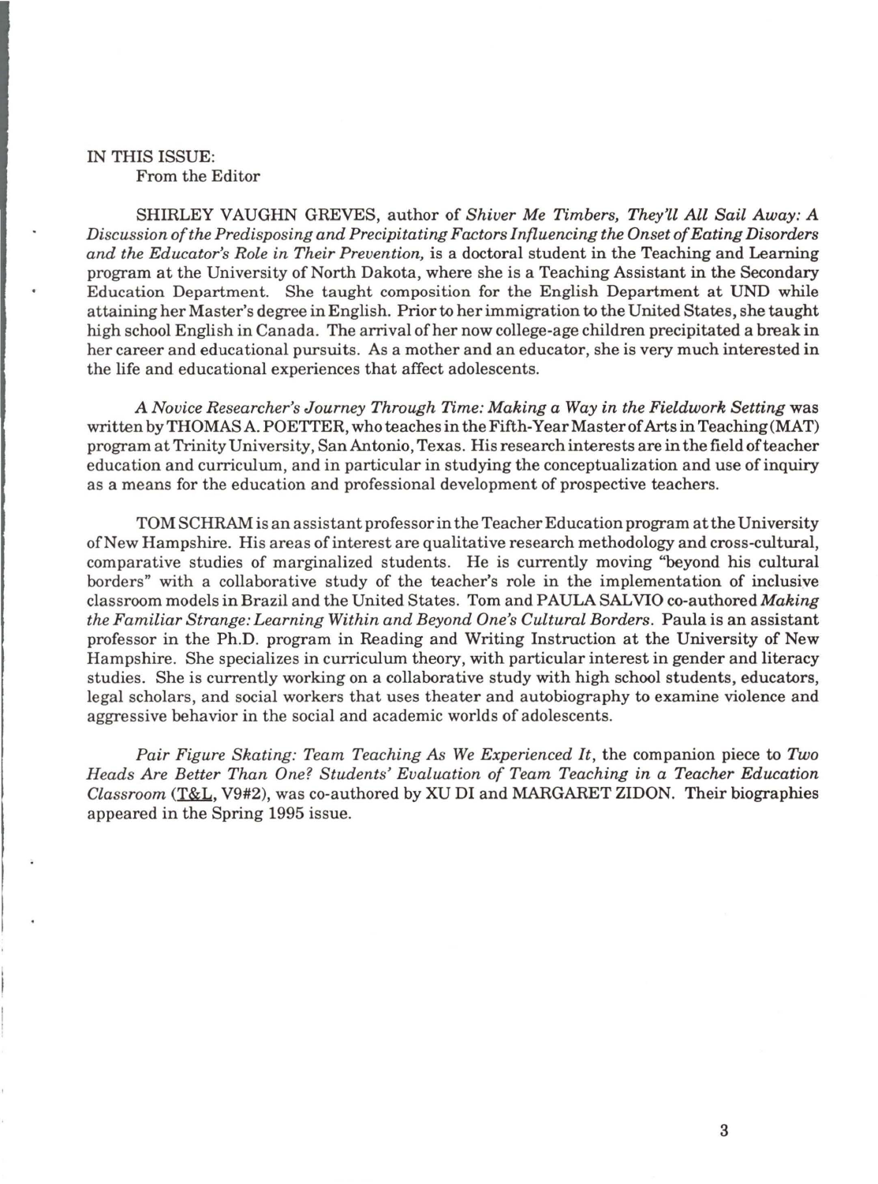IN THIS ISSUE:
From the Editor

SHIRLEY VAUGHN GREVES, author of *Shiver Me Timbers, They'll All Sail Away: A Discussion of the Predisposing and Precipitating Factors Influencing the Onset of Eating Disorders and the Educator's Role in Their Prevention,* is a doctoral student in the Teaching and Learning program at the University of North Dakota, where she is a Teaching Assistant in the Secondary Education Department. She taught composition for the English Department at UND while attaining her Master's degree in English. Prior to her immigration to the United States, she taught high school English in Canada. The arrival of her now college-age children precipitated a break in her career and educational pursuits. As a mother and an educator, she is very much interested in the life and educational experiences that affect adolescents.

*A Novice Researcher's Journey Through Time: Making a Way in the Fieldwork Setting* was written by THOMAS A. POETTER, who teaches in the Fifth-Year Master of Arts in Teaching (MAT) program at Trinity University, San Antonio, Texas. His research interests are in the field of teacher education and curriculum, and in particular in studying the conceptualization and use of inquiry as a means for the education and professional development of prospective teachers.

TOM SCHRAM is an assistant professor in the Teacher Education program at the University of New Hampshire. His areas of interest are qualitative research methodology and cross-cultural, comparative studies of marginalized students. He is currently moving "beyond his cultural borders" with a collaborative study of the teacher's role in the implementation of inclusive classroom models in Brazil and the United States. Tom and PAULA SALVIO co-authored *Making the Familiar Strange: Learning Within and Beyond One's Cultural Borders.* Paula is an assistant professor in the Ph.D. program in Reading and Writing Instruction at the University of New Hampshire. She specializes in curriculum theory, with particular interest in gender and literacy studies. She is currently working on a collaborative study with high school students, educators, legal scholars, and social workers that uses theater and autobiography to examine violence and aggressive behavior in the social and academic worlds of adolescents.

*Pair Figure Skating: Team Teaching As We Experienced It,* the companion piece to *Two Heads Are Better Than One? Students' Evaluation of Team Teaching in a Teacher Education Classroom* (T&L, V9#2), was co-authored by XU DI and MARGARET ZIDON. Their biographies appeared in the Spring 1995 issue.